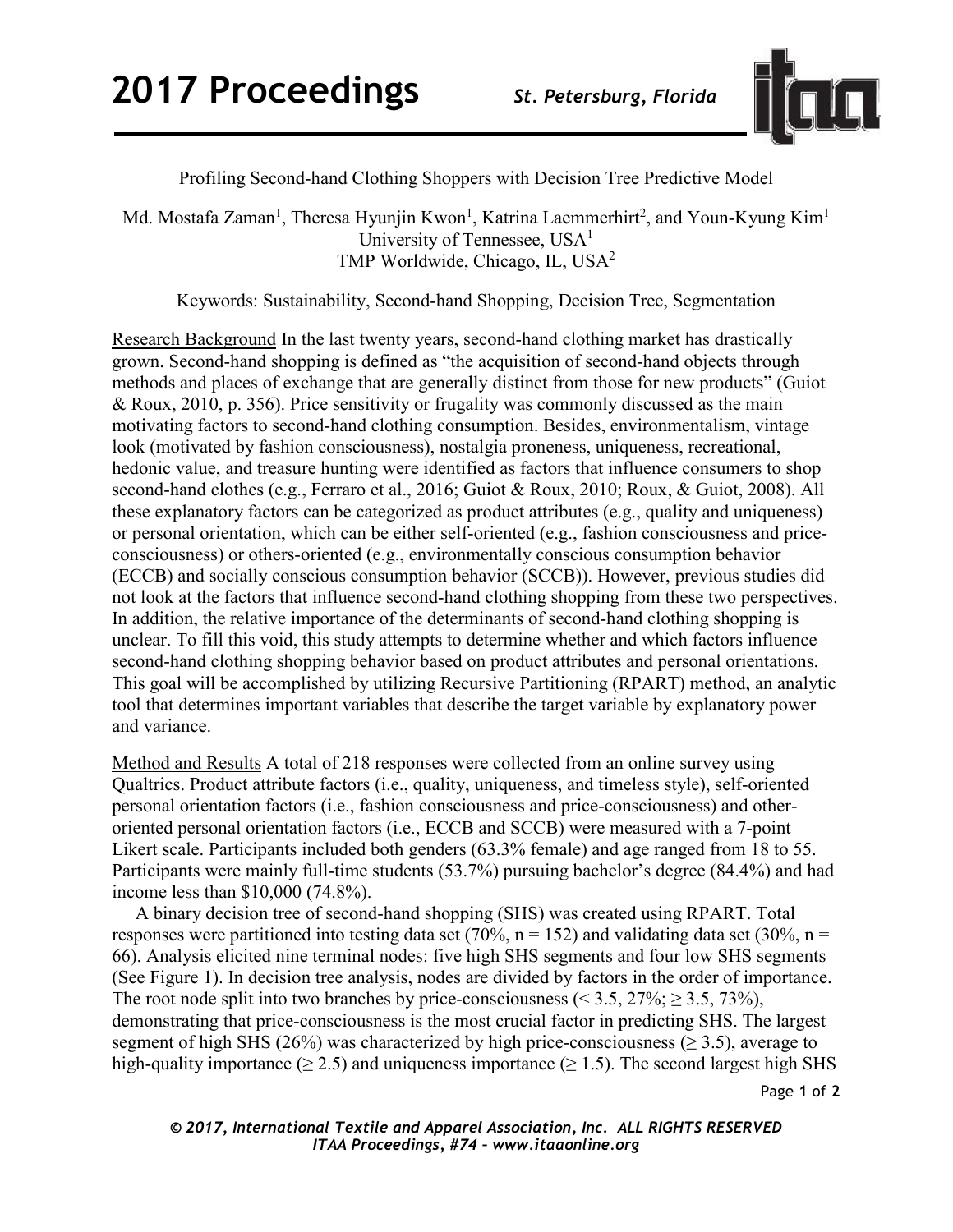Profiling Second-hand Clothing Shoppers with Decision Tree Predictive Model

Md. Mostafa Zaman[1], Theresa Hyunjin Kwon[1], Katrina Laemmerhirt[2], and Youn-Kyung Kim[1]
University of Tennessee, USA[1]
TMP Worldwide, Chicago, IL, USA[2]

Keywords: Sustainability, Second-hand Shopping, Decision Tree, Segmentation

Research Background In the last twenty years, second-hand clothing market has drastically grown. Second-hand shopping is defined as "the acquisition of second-hand objects through methods and places of exchange that are generally distinct from those for new products" (Guiot & Roux, 2010, p. 356). Price sensitivity or frugality was commonly discussed as the main motivating factors to second-hand clothing consumption. Besides, environmentalism, vintage look (motivated by fashion consciousness), nostalgia proneness, uniqueness, recreational, hedonic value, and treasure hunting were identified as factors that influence consumers to shop second-hand clothes (e.g., Ferraro et al., 2016; Guiot & Roux, 2010; Roux, & Guiot, 2008). All these explanatory factors can be categorized as product attributes (e.g., quality and uniqueness) or personal orientation, which can be either self-oriented (e.g., fashion consciousness and price-consciousness) or others-oriented (e.g., environmentally conscious consumption behavior (ECCB) and socially conscious consumption behavior (SCCB)). However, previous studies did not look at the factors that influence second-hand clothing shopping from these two perspectives. In addition, the relative importance of the determinants of second-hand clothing shopping is unclear. To fill this void, this study attempts to determine whether and which factors influence second-hand clothing shopping behavior based on product attributes and personal orientations. This goal will be accomplished by utilizing Recursive Partitioning (RPART) method, an analytic tool that determines important variables that describe the target variable by explanatory power and variance.

Method and Results A total of 218 responses were collected from an online survey using Qualtrics. Product attribute factors (i.e., quality, uniqueness, and timeless style), self-oriented personal orientation factors (i.e., fashion consciousness and price-consciousness) and other-oriented personal orientation factors (i.e., ECCB and SCCB) were measured with a 7-point Likert scale. Participants included both genders (63.3% female) and age ranged from 18 to 55. Participants were mainly full-time students (53.7%) pursuing bachelor's degree (84.4%) and had income less than \$10,000 (74.8%).

A binary decision tree of second-hand shopping (SHS) was created using RPART. Total responses were partitioned into testing data set (70%, $n = 152$) and validating data set (30%, $n = 66$). Analysis elicited nine terminal nodes: five high SHS segments and four low SHS segments (See Figure 1). In decision tree analysis, nodes are divided by factors in the order of importance. The root node split into two branches by price-consciousness ($< 3.5$, 27%; $\geq 3.5$, 73%), demonstrating that price-consciousness is the most crucial factor in predicting SHS. The largest segment of high SHS (26%) was characterized by high price-consciousness ($\geq 3.5$), average to high-quality importance ($\geq 2.5$) and uniqueness importance ($\geq 1.5$). The second largest high SHS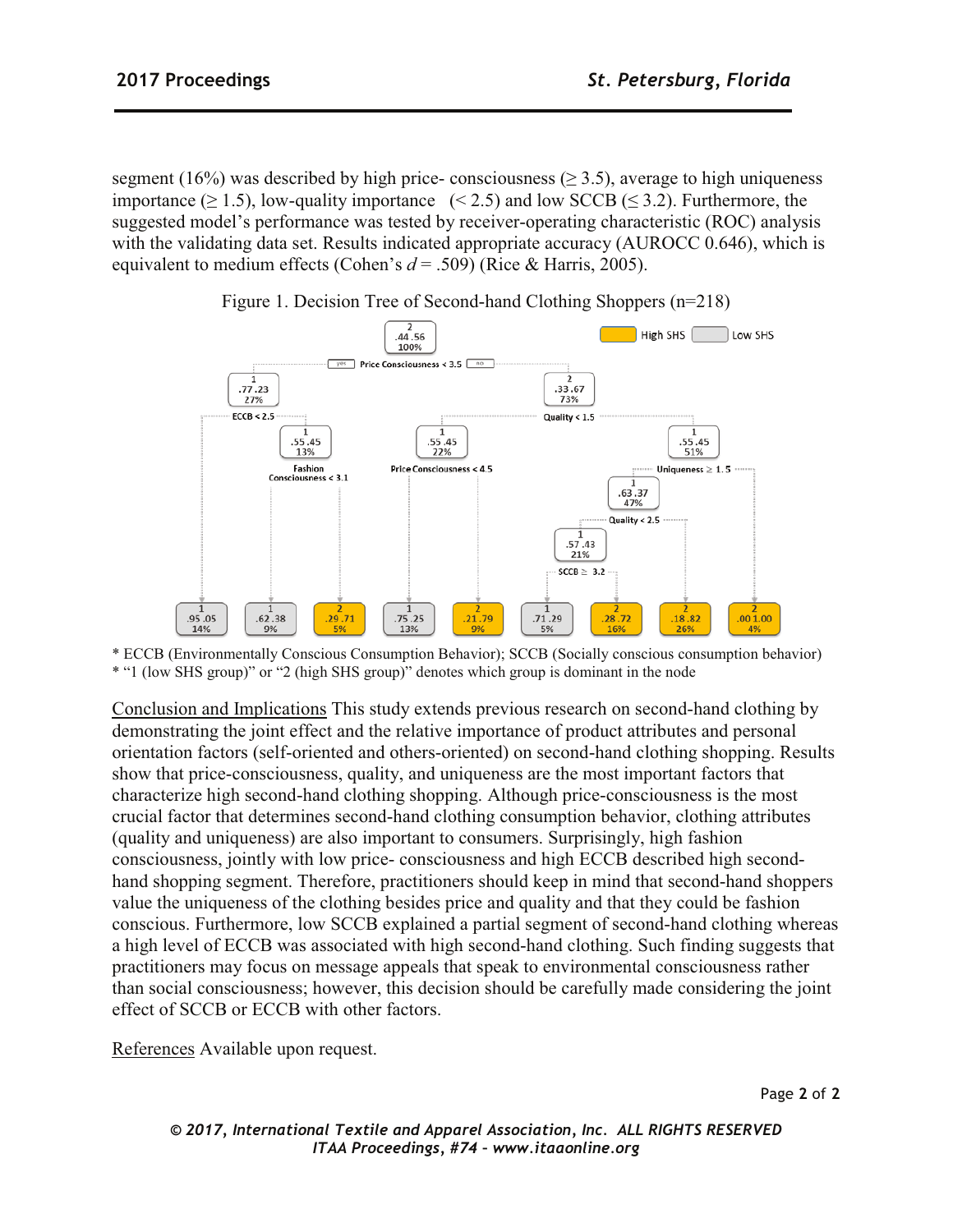segment (16%) was described by high price- consciousness (≥ 3.5), average to high uniqueness importance (≥ 1.5), low-quality importance (< 2.5) and low SCCB (≤ 3.2). Furthermore, the suggested model's performance was tested by receiver-operating characteristic (ROC) analysis with the validating data set. Results indicated appropriate accuracy (AUROCC 0.646), which is equivalent to medium effects (Cohen's $d = .509$) (Rice & Harris, 2005).

Figure 1. Decision Tree of Second-hand Clothing Shoppers (n=218)

High SHS
Low SHS

2
.44 .56
100%

yes
Price Consciousness < 3.5
no

1
.77 .23
27%

ECCB < 2.5

1
.55 .45
13%

Fashion Consciousness < 3.1

2
.33 .67
73%

Quality < 1.5

1
.55 .45
22%

Price Consciousness < 4.5

1
.55 .45
51%

Uniqueness ≥ 1.5

1
.63 .37
47%

Quality < 2.5

1
.57 .43
21%

SCCB ≥ 3.2

1
.95 .05
14%

1
.62 .38
9%

2
.29 .71
5%

1
.75 .25
13%

2
.21 .79
9%

1
.71 .29
5%

2
.28 .72
16%

2
.18 .82
26%

2
.00 1.00
4%

* ECCB (Environmentally Conscious Consumption Behavior); SCCB (Socially conscious consumption behavior)
* "1 (low SHS group)" or "2 (high SHS group)" denotes which group is dominant in the node

Conclusion and Implications This study extends previous research on second-hand clothing by demonstrating the joint effect and the relative importance of product attributes and personal orientation factors (self-oriented and others-oriented) on second-hand clothing shopping. Results show that price-consciousness, quality, and uniqueness are the most important factors that characterize high second-hand clothing shopping. Although price-consciousness is the most crucial factor that determines second-hand clothing consumption behavior, clothing attributes (quality and uniqueness) are also important to consumers. Surprisingly, high fashion consciousness, jointly with low price- consciousness and high ECCB described high second-hand shopping segment. Therefore, practitioners should keep in mind that second-hand shoppers value the uniqueness of the clothing besides price and quality and that they could be fashion conscious. Furthermore, low SCCB explained a partial segment of second-hand clothing whereas a high level of ECCB was associated with high second-hand clothing. Such finding suggests that practitioners may focus on message appeals that speak to environmental consciousness rather than social consciousness; however, this decision should be carefully made considering the joint effect of SCCB or ECCB with other factors.

References Available upon request.